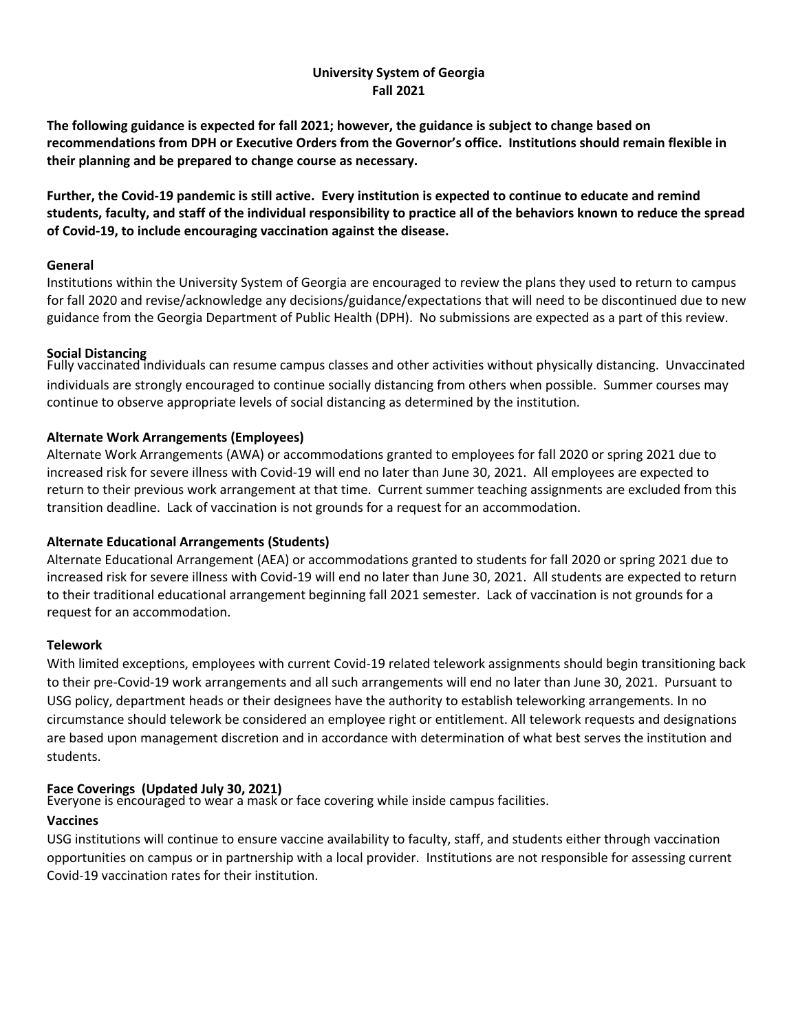# University System of Georgia
## Fall 2021

**The following guidance is expected for fall 2021; however, the guidance is subject to change based on recommendations from DPH or Executive Orders from the Governor's office. Institutions should remain flexible in their planning and be prepared to change course as necessary.**

**Further, the Covid-19 pandemic is still active. Every institution is expected to continue to educate and remind students, faculty, and staff of the individual responsibility to practice all of the behaviors known to reduce the spread of Covid-19, to include encouraging vaccination against the disease.**

### General

Institutions within the University System of Georgia are encouraged to review the plans they used to return to campus for fall 2020 and revise/acknowledge any decisions/guidance/expectations that will need to be discontinued due to new guidance from the Georgia Department of Public Health (DPH). No submissions are expected as a part of this review.

### Social Distancing

Fully vaccinated individuals can resume campus classes and other activities without physically distancing. Unvaccinated individuals are strongly encouraged to continue socially distancing from others when possible. Summer courses may continue to observe appropriate levels of social distancing as determined by the institution.

### Alternate Work Arrangements (Employees)

Alternate Work Arrangements (AWA) or accommodations granted to employees for fall 2020 or spring 2021 due to increased risk for severe illness with Covid-19 will end no later than June 30, 2021. All employees are expected to return to their previous work arrangement at that time. Current summer teaching assignments are excluded from this transition deadline. Lack of vaccination is not grounds for a request for an accommodation.

### Alternate Educational Arrangements (Students)

Alternate Educational Arrangement (AEA) or accommodations granted to students for fall 2020 or spring 2021 due to increased risk for severe illness with Covid-19 will end no later than June 30, 2021. All students are expected to return to their traditional educational arrangement beginning fall 2021 semester. Lack of vaccination is not grounds for a request for an accommodation.

### Telework

With limited exceptions, employees with current Covid-19 related telework assignments should begin transitioning back to their pre-Covid-19 work arrangements and all such arrangements will end no later than June 30, 2021. Pursuant to USG policy, department heads or their designees have the authority to establish teleworking arrangements. In no circumstance should telework be considered an employee right or entitlement. All telework requests and designations are based upon management discretion and in accordance with determination of what best serves the institution and students.

### Face Coverings (Updated July 30, 2021)

Everyone is encouraged to wear a mask or face covering while inside campus facilities.

### Vaccines

USG institutions will continue to ensure vaccine availability to faculty, staff, and students either through vaccination opportunities on campus or in partnership with a local provider. Institutions are not responsible for assessing current Covid-19 vaccination rates for their institution.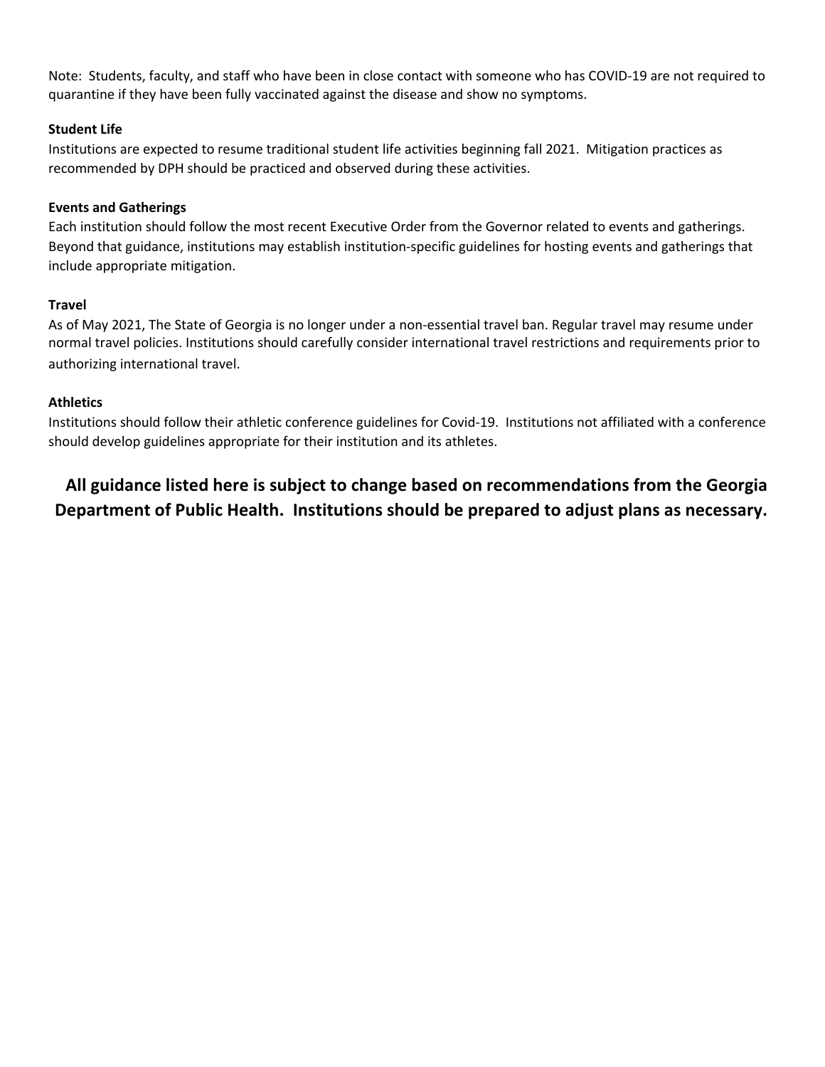Note: Students, faculty, and staff who have been in close contact with someone who has COVID-19 are not required to quarantine if they have been fully vaccinated against the disease and show no symptoms.

**Student Life**

Institutions are expected to resume traditional student life activities beginning fall 2021. Mitigation practices as recommended by DPH should be practiced and observed during these activities.

**Events and Gatherings**

Each institution should follow the most recent Executive Order from the Governor related to events and gatherings. Beyond that guidance, institutions may establish institution-specific guidelines for hosting events and gatherings that include appropriate mitigation.

**Travel**

As of May 2021, The State of Georgia is no longer under a non-essential travel ban. Regular travel may resume under normal travel policies. Institutions should carefully consider international travel restrictions and requirements prior to authorizing international travel.

**Athletics**

Institutions should follow their athletic conference guidelines for Covid-19. Institutions not affiliated with a conference should develop guidelines appropriate for their institution and its athletes.

**All guidance listed here is subject to change based on recommendations from the Georgia Department of Public Health. Institutions should be prepared to adjust plans as necessary.**